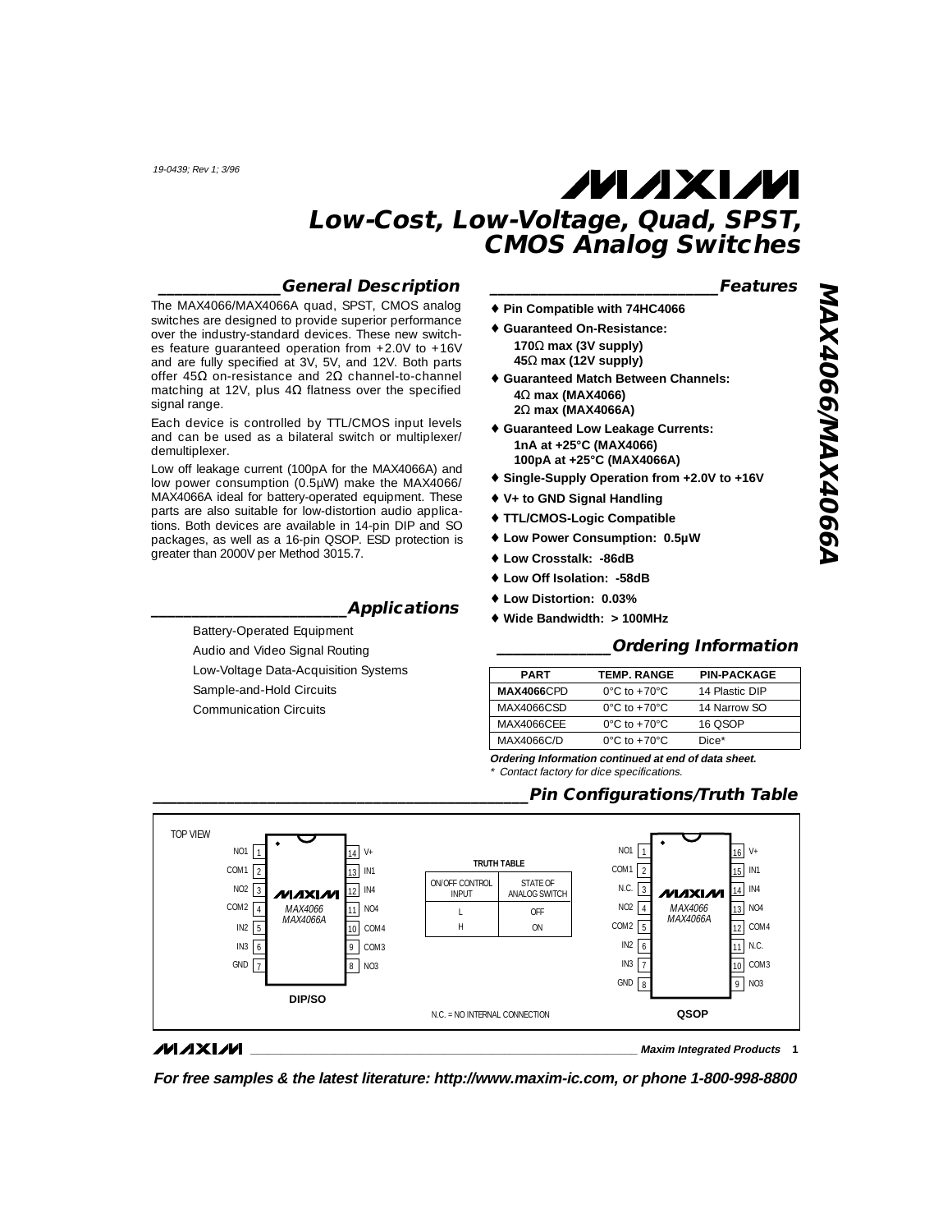# Low-Cost, Low-Voltage, Quad, SPST, CMOS Analog Switches

## MAX4066/MAX4066A

## General Description

The MAX4066/MAX4066A quad, SPST, CMOS analog switches are designed to provide superior performance over the industry-standard devices. These new switches feature guaranteed operation from +2.0V to +16V and are fully specified at 3V, 5V, and 12V. Both parts offer 45Ω on-resistance and 2Ω channel-to-channel matching at 12V, plus 4Ω flatness over the specified signal range.

Each device is controlled by TTL/CMOS input levels and can be used as a bilateral switch or multiplexer/demultiplexer.

Low off leakage current (100pA for the MAX4066A) and low power consumption (0.5µW) make the MAX4066/MAX4066A ideal for battery-operated equipment. These parts are also suitable for low-distortion audio applications. Both devices are available in 14-pin DIP and SO packages, as well as a 16-pin QSOP. ESD protection is greater than 2000V per Method 3015.7.

## Applications

- Battery-Operated Equipment
- Audio and Video Signal Routing
- Low-Voltage Data-Acquisition Systems
- Sample-and-Hold Circuits
- Communication Circuits

## Features

- ♦ **Pin Compatible with 74HC4066**
- ♦ **Guaranteed On-Resistance:**
  - **170Ω max (3V supply)**
  - **45Ω max (12V supply)**
- ♦ **Guaranteed Match Between Channels:**
  - **4Ω max (MAX4066)**
  - **2Ω max (MAX4066A)**
- ♦ **Guaranteed Low Leakage Currents:**
  - **1nA at +25°C (MAX4066)**
  - **100pA at +25°C (MAX4066A)**
- ♦ **Single-Supply Operation from +2.0V to +16V**
- ♦ **V+ to GND Signal Handling**
- ♦ **TTL/CMOS-Logic Compatible**
- ♦ **Low Power Consumption: 0.5µW**
- ♦ **Low Crosstalk: -86dB**
- ♦ **Low Off Isolation: -58dB**
- ♦ **Low Distortion: 0.03%**
- ♦ **Wide Bandwidth: > 100MHz**

## Ordering Information

| PART | TEMP. RANGE | PIN-PACKAGE |
|---|---|---|
| **MAX4066**CPD | 0°C to +70°C | 14 Plastic DIP |
| MAX4066CSD | 0°C to +70°C | 14 Narrow SO |
| MAX4066CEE | 0°C to +70°C | 16 QSOP |
| MAX4066C/D | 0°C to +70°C | Dice* |

***Ordering Information continued at end of data sheet.***

*\* Contact factory for dice specifications.*

## Pin Configurations/Truth Table

TOP VIEW

**DIP/SO (MAX4066/MAX4066A)**

| Pin | Name | Pin | Name |
|---|---|---|---|
| 1 | NO1 | 14 | V+ |
| 2 | COM1 | 13 | IN1 |
| 3 | NO2 | 12 | IN4 |
| 4 | COM2 | 11 | NO4 |
| 5 | IN2 | 10 | COM4 |
| 6 | IN3 | 9 | COM3 |
| 7 | GND | 8 | NO3 |

**TRUTH TABLE**

| ON/OFF CONTROL INPUT | STATE OF ANALOG SWITCH |
|---|---|
| L | OFF |
| H | ON |

**QSOP (MAX4066/MAX4066A)**

| Pin | Name | Pin | Name |
|---|---|---|---|
| 1 | NO1 | 16 | V+ |
| 2 | COM1 | 15 | IN1 |
| 3 | N.C. | 14 | IN4 |
| 4 | NO2 | 13 | NO4 |
| 5 | COM2 | 12 | COM4 |
| 6 | IN2 | 11 | N.C. |
| 7 | IN3 | 10 | COM3 |
| 8 | GND | 9 | NO3 |

N.C. = NO INTERNAL CONNECTION

**For free samples & the latest literature: http://www.maxim-ic.com, or phone 1-800-998-8800**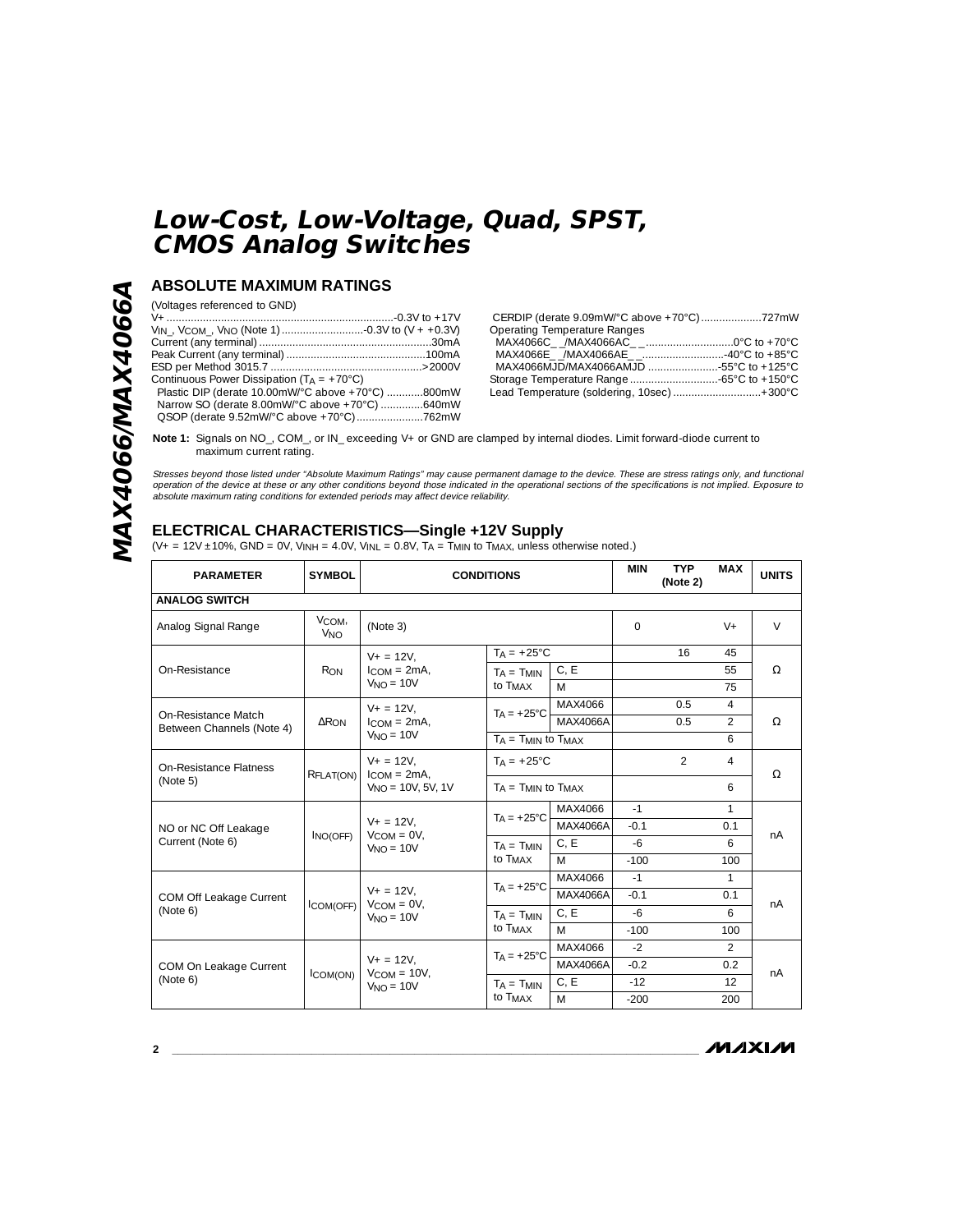## ABSOLUTE MAXIMUM RATINGS

(Voltages referenced to GND)

V+ ...........................................................................-0.3V to +17V
$V_{IN\_}$, $V_{COM\_}$, $V_{NO}$ (Note 1) ..........................-0.3V to (V+ + 0.3V)
Current (any terminal) .........................................................30mA
Peak Current (any terminal) ..............................................100mA
ESD per Method 3015.7 ..................................................>2000V
Continuous Power Dissipation ($T_A$ = +70°C)
  Plastic DIP (derate 10.00mW/°C above +70°C) ............800mW
  Narrow SO (derate 8.00mW/°C above +70°C) ..............640mW
  QSOP (derate 9.52mW/°C above +70°C)......................762mW
  CERDIP (derate 9.09mW/°C above +70°C)....................727mW
Operating Temperature Ranges
  MAX4066C_ _/MAX4066AC_ _............................0°C to +70°C
  MAX4066E_ _/MAX4066AE_ _..........................-40°C to +85°C
  MAX4066MJD/MAX4066AMJD .......................-55°C to +125°C
Storage Temperature Range .............................-65°C to +150°C
Lead Temperature (soldering, 10sec) .............................+300°C

**Note 1:** Signals on NO_, COM_, or IN_ exceeding V+ or GND are clamped by internal diodes. Limit forward-diode current to maximum current rating.

*Stresses beyond those listed under "Absolute Maximum Ratings" may cause permanent damage to the device. These are stress ratings only, and functional operation of the device at these or any other conditions beyond those indicated in the operational sections of the specifications is not implied. Exposure to absolute maximum rating conditions for extended periods may affect device reliability.*

## ELECTRICAL CHARACTERISTICS—Single +12V Supply

(V+ = 12V ±10%, GND = 0V, $V_{INH}$ = 4.0V, $V_{INL}$ = 0.8V, $T_A$ = $T_{MIN}$ to $T_{MAX}$, unless otherwise noted.)

| PARAMETER | SYMBOL | CONDITIONS | | | MIN | TYP (Note 2) | MAX | UNITS |
|---|---|---|---|---|---|---|---|---|
| **ANALOG SWITCH** | | | | | | | | |
| Analog Signal Range | $V_{COM}$, $V_{NO}$ | (Note 3) | | | 0 | | V+ | V |
| On-Resistance | $R_{ON}$ | V+ = 12V, $I_{COM}$ = 2mA, $V_{NO}$ = 10V | $T_A$ = +25°C | | | 16 | 45 | Ω |
| | | | $T_A$ = $T_{MIN}$ to $T_{MAX}$ | C, E | | | 55 | |
| | | | | M | | | 75 | |
| On-Resistance Match Between Channels (Note 4) | $\Delta R_{ON}$ | V+ = 12V, $I_{COM}$ = 2mA, $V_{NO}$ = 10V | $T_A$ = +25°C | MAX4066 | | 0.5 | 4 | Ω |
| | | | | MAX4066A | | 0.5 | 2 | |
| | | | $T_A$ = $T_{MIN}$ to $T_{MAX}$ | | | | 6 | |
| On-Resistance Flatness (Note 5) | $R_{FLAT(ON)}$ | V+ = 12V, $I_{COM}$ = 2mA, $V_{NO}$ = 10V, 5V, 1V | $T_A$ = +25°C | | | 2 | 4 | Ω |
| | | | $T_A$ = $T_{MIN}$ to $T_{MAX}$ | | | | 6 | |
| NO or NC Off Leakage Current (Note 6) | $I_{NO(OFF)}$ | V+ = 12V, $V_{COM}$ = 0V, $V_{NO}$ = 10V | $T_A$ = +25°C | MAX4066 | -1 | | 1 | nA |
| | | | | MAX4066A | -0.1 | | 0.1 | |
| | | | $T_A$ = $T_{MIN}$ to $T_{MAX}$ | C, E | -6 | | 6 | |
| | | | | M | -100 | | 100 | |
| COM Off Leakage Current (Note 6) | $I_{COM(OFF)}$ | V+ = 12V, $V_{COM}$ = 0V, $V_{NO}$ = 10V | $T_A$ = +25°C | MAX4066 | -1 | | 1 | nA |
| | | | | MAX4066A | -0.1 | | 0.1 | |
| | | | $T_A$ = $T_{MIN}$ to $T_{MAX}$ | C, E | -6 | | 6 | |
| | | | | M | -100 | | 100 | |
| COM On Leakage Current (Note 6) | $I_{COM(ON)}$ | V+ = 12V, $V_{COM}$ = 10V, $V_{NO}$ = 10V | $T_A$ = +25°C | MAX4066 | -2 | | 2 | nA |
| | | | | MAX4066A | -0.2 | | 0.2 | |
| | | | $T_A$ = $T_{MIN}$ to $T_{MAX}$ | C, E | -12 | | 12 | |
| | | | | M | -200 | | 200 | |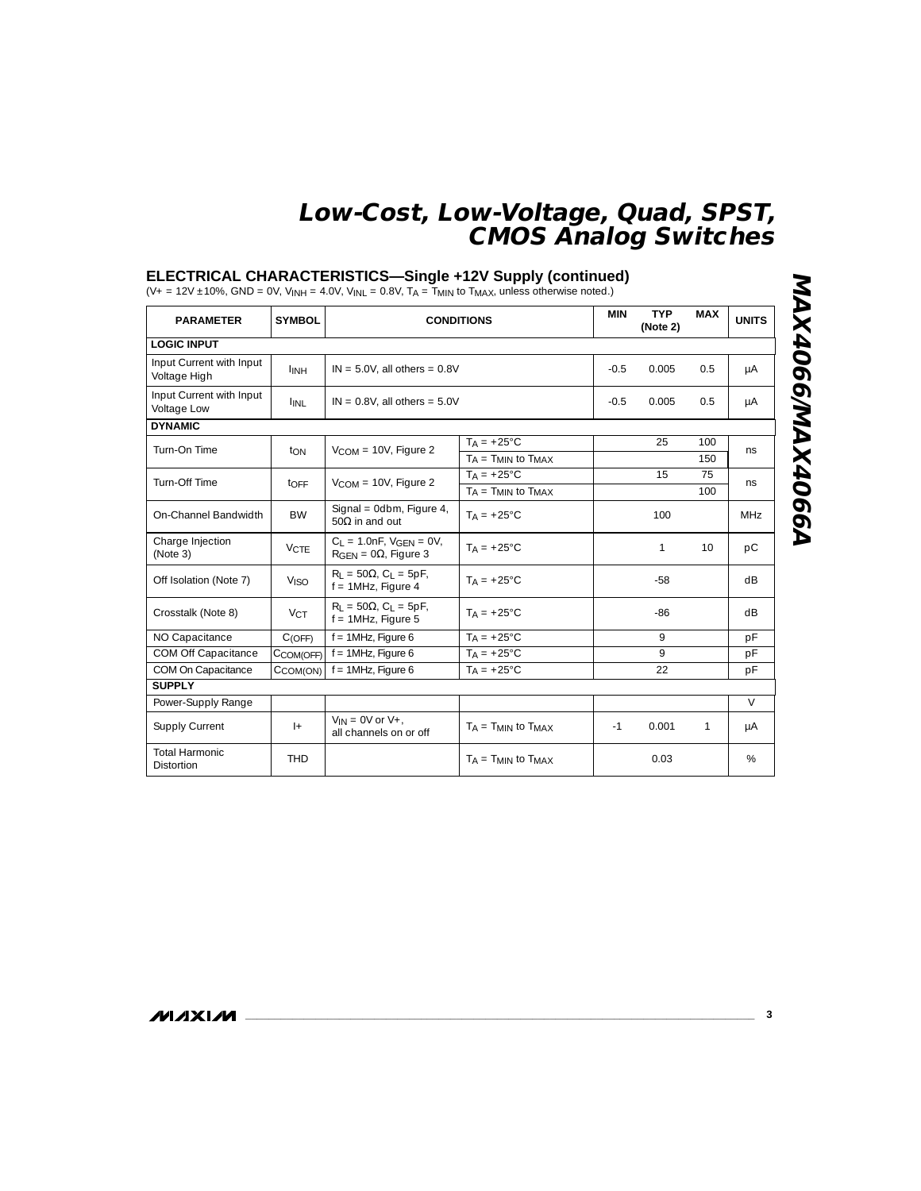## ELECTRICAL CHARACTERISTICS—Single +12V Supply (continued)

($V+ = 12V \pm 10\%$, GND = 0V, $V_{INH} = 4.0V$, $V_{INL} = 0.8V$, $T_A = T_{MIN}$ to $T_{MAX}$, unless otherwise noted.)

| PARAMETER | SYMBOL | CONDITIONS | | MIN | TYP (Note 2) | MAX | UNITS |
|---|---|---|---|---|---|---|---|
| **LOGIC INPUT** | | | | | | | |
| Input Current with Input Voltage High | $I_{INH}$ | IN = 5.0V, all others = 0.8V | | -0.5 | 0.005 | 0.5 | µA |
| Input Current with Input Voltage Low | $I_{INL}$ | IN = 0.8V, all others = 5.0V | | -0.5 | 0.005 | 0.5 | µA |
| **DYNAMIC** | | | | | | | |
| Turn-On Time | $t_{ON}$ | $V_{COM}$ = 10V, Figure 2 | $T_A = +25°C$ | | 25 | 100 | ns |
| | | | $T_A = T_{MIN}$ to $T_{MAX}$ | | | 150 | |
| Turn-Off Time | $t_{OFF}$ | $V_{COM}$ = 10V, Figure 2 | $T_A = +25°C$ | | 15 | 75 | ns |
| | | | $T_A = T_{MIN}$ to $T_{MAX}$ | | | 100 | |
| On-Channel Bandwidth | BW | Signal = 0dbm, Figure 4, 50Ω in and out | $T_A = +25°C$ | | 100 | | MHz |
| Charge Injection (Note 3) | $V_{CTE}$ | $C_L$ = 1.0nF, $V_{GEN}$ = 0V, $R_{GEN}$ = 0Ω, Figure 3 | $T_A = +25°C$ | | 1 | 10 | pC |
| Off Isolation (Note 7) | $V_{ISO}$ | $R_L$ = 50Ω, $C_L$ = 5pF, f = 1MHz, Figure 4 | $T_A = +25°C$ | | -58 | | dB |
| Crosstalk (Note 8) | $V_{CT}$ | $R_L$ = 50Ω, $C_L$ = 5pF, f = 1MHz, Figure 5 | $T_A = +25°C$ | | -86 | | dB |
| NO Capacitance | $C_{(OFF)}$ | f = 1MHz, Figure 6 | $T_A = +25°C$ | | 9 | | pF |
| COM Off Capacitance | $C_{COM(OFF)}$ | f = 1MHz, Figure 6 | $T_A = +25°C$ | | 9 | | pF |
| COM On Capacitance | $C_{COM(ON)}$ | f = 1MHz, Figure 6 | $T_A = +25°C$ | | 22 | | pF |
| **SUPPLY** | | | | | | | |
| Power-Supply Range | | | | | | | V |
| Supply Current | I+ | $V_{IN}$ = 0V or V+, all channels on or off | $T_A = T_{MIN}$ to $T_{MAX}$ | -1 | 0.001 | 1 | µA |
| Total Harmonic Distortion | THD | | $T_A = T_{MIN}$ to $T_{MAX}$ | | 0.03 | | % |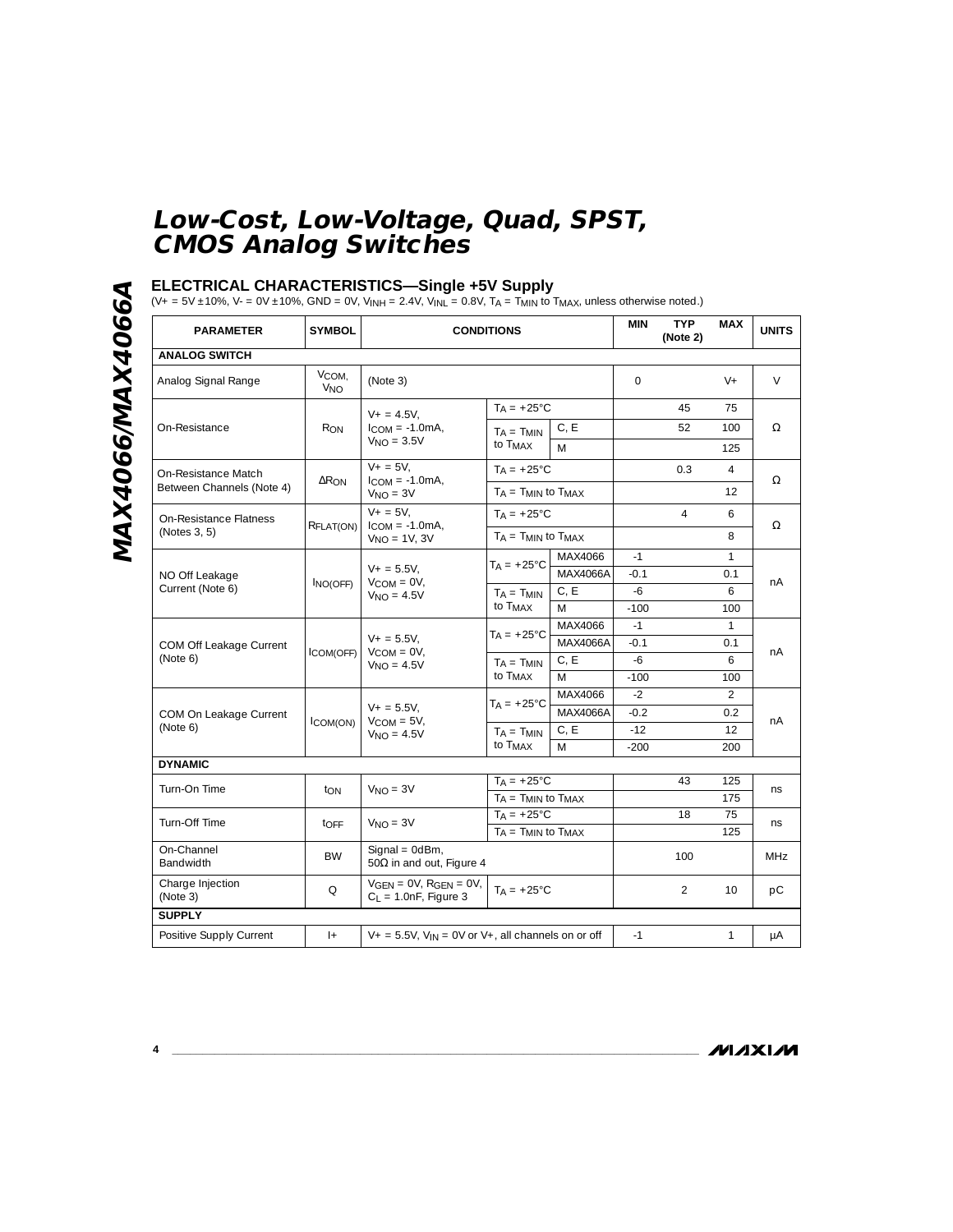## ELECTRICAL CHARACTERISTICS—Single +5V Supply

($V+ = 5V \pm 10\%$, $V- = 0V \pm 10\%$, GND = 0V, $V_{INH} = 2.4V$, $V_{INL} = 0.8V$, $T_A = T_{MIN}$ to $T_{MAX}$, unless otherwise noted.)

| PARAMETER | SYMBOL | CONDITIONS | | | MIN | TYP (Note 2) | MAX | UNITS |
|---|---|---|---|---|---|---|---|---|
| **ANALOG SWITCH** | | | | | | | | |
| Analog Signal Range | $V_{COM}$, $V_{NO}$ | (Note 3) | | | 0 | | V+ | V |
| On-Resistance | $R_{ON}$ | $V+ = 4.5V$, $I_{COM} = -1.0mA$, $V_{NO} = 3.5V$ | $T_A = +25°C$ | | | 45 | 75 | Ω |
| | | | $T_A = T_{MIN}$ to $T_{MAX}$ | C, E | | 52 | 100 | |
| | | | | M | | | 125 | |
| On-Resistance Match Between Channels (Note 4) | $\Delta R_{ON}$ | $V+ = 5V$, $I_{COM} = -1.0mA$, $V_{NO} = 3V$ | $T_A = +25°C$ | | | 0.3 | 4 | Ω |
| | | | $T_A = T_{MIN}$ to $T_{MAX}$ | | | | 12 | |
| On-Resistance Flatness (Notes 3, 5) | $R_{FLAT(ON)}$ | $V+ = 5V$, $I_{COM} = -1.0mA$, $V_{NO} = 1V, 3V$ | $T_A = +25°C$ | | | 4 | 6 | Ω |
| | | | $T_A = T_{MIN}$ to $T_{MAX}$ | | | | 8 | |
| NO Off Leakage Current (Note 6) | $I_{NO(OFF)}$ | $V+ = 5.5V$, $V_{COM} = 0V$, $V_{NO} = 4.5V$ | $T_A = +25°C$ | MAX4066 | -1 | | 1 | nA |
| | | | | MAX4066A | -0.1 | | 0.1 | |
| | | | $T_A = T_{MIN}$ to $T_{MAX}$ | C, E | -6 | | 6 | |
| | | | | M | -100 | | 100 | |
| COM Off Leakage Current (Note 6) | $I_{COM(OFF)}$ | $V+ = 5.5V$, $V_{COM} = 0V$, $V_{NO} = 4.5V$ | $T_A = +25°C$ | MAX4066 | -1 | | 1 | nA |
| | | | | MAX4066A | -0.1 | | 0.1 | |
| | | | $T_A = T_{MIN}$ to $T_{MAX}$ | C, E | -6 | | 6 | |
| | | | | M | -100 | | 100 | |
| COM On Leakage Current (Note 6) | $I_{COM(ON)}$ | $V+ = 5.5V$, $V_{COM} = 5V$, $V_{NO} = 4.5V$ | $T_A = +25°C$ | MAX4066 | -2 | | 2 | nA |
| | | | | MAX4066A | -0.2 | | 0.2 | |
| | | | $T_A = T_{MIN}$ to $T_{MAX}$ | C, E | -12 | | 12 | |
| | | | | M | -200 | | 200 | |
| **DYNAMIC** | | | | | | | | |
| Turn-On Time | $t_{ON}$ | $V_{NO} = 3V$ | $T_A = +25°C$ | | | 43 | 125 | ns |
| | | | $T_A = T_{MIN}$ to $T_{MAX}$ | | | | 175 | |
| Turn-Off Time | $t_{OFF}$ | $V_{NO} = 3V$ | $T_A = +25°C$ | | | 18 | 75 | ns |
| | | | $T_A = T_{MIN}$ to $T_{MAX}$ | | | | 125 | |
| On-Channel Bandwidth | BW | Signal = 0dBm, 50Ω in and out, Figure 4 | | | | 100 | | MHz |
| Charge Injection (Note 3) | Q | $V_{GEN} = 0V$, $R_{GEN} = 0V$, $C_L = 1.0nF$, Figure 3 | $T_A = +25°C$ | | | 2 | 10 | pC |
| **SUPPLY** | | | | | | | | |
| Positive Supply Current | I+ | $V+ = 5.5V$, $V_{IN} = 0V$ or V+, all channels on or off | | | -1 | | 1 | µA |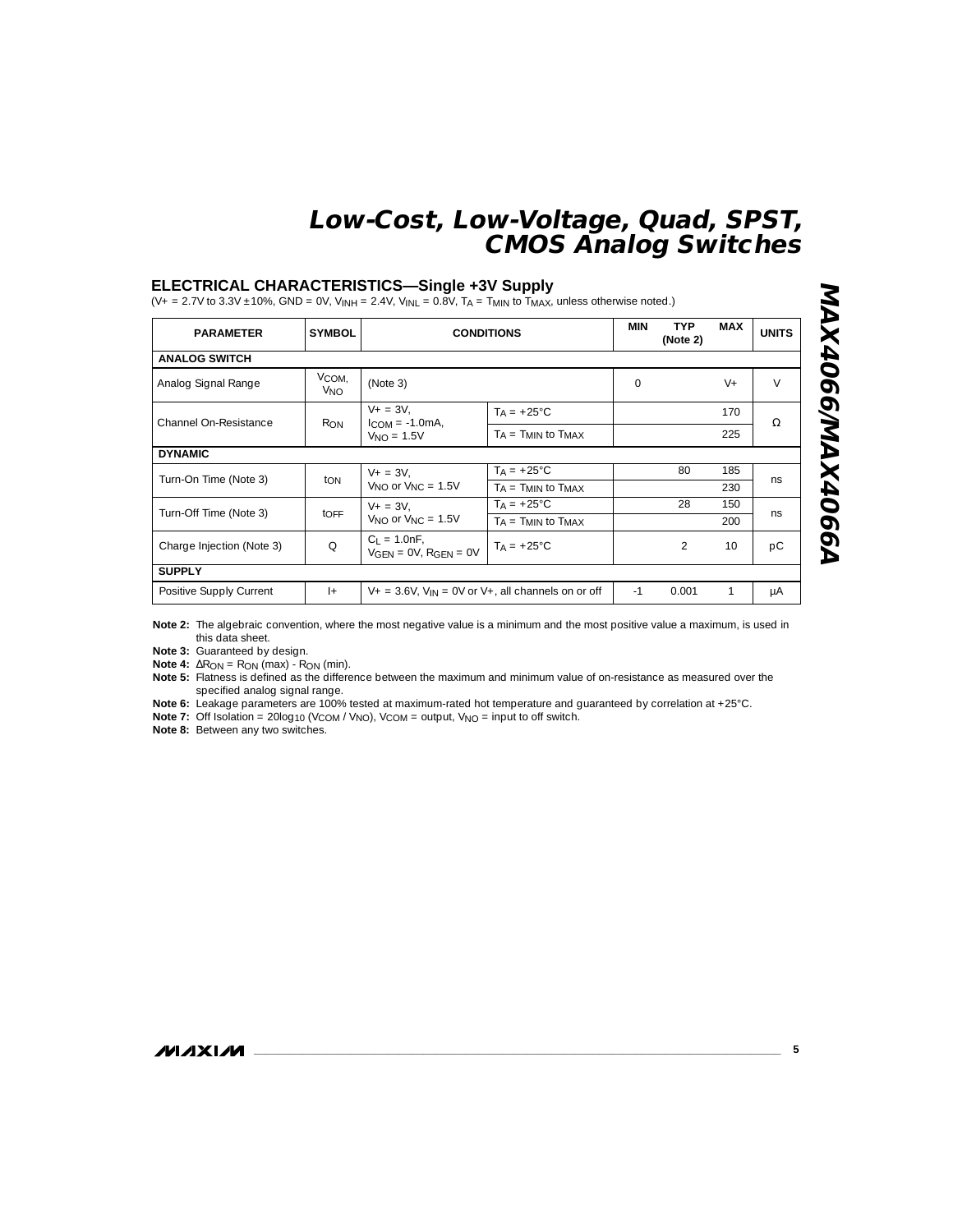## ELECTRICAL CHARACTERISTICS—Single +3V Supply

($V+$ = 2.7V to 3.3V ±10%, GND = 0V, $V_{INH}$ = 2.4V, $V_{INL}$ = 0.8V, $T_A$ = $T_{MIN}$ to $T_{MAX}$, unless otherwise noted.)

| PARAMETER | SYMBOL | CONDITIONS | | MIN | TYP (Note 2) | MAX | UNITS |
|---|---|---|---|---|---|---|---|
| **ANALOG SWITCH** | | | | | | | |
| Analog Signal Range | $V_{COM}$, $V_{NO}$ | (Note 3) | | 0 | | V+ | V |
| Channel On-Resistance | $R_{ON}$ | $V+$ = 3V, $I_{COM}$ = -1.0mA, $V_{NO}$ = 1.5V | $T_A$ = +25°C | | | 170 | Ω |
| | | | $T_A$ = $T_{MIN}$ to $T_{MAX}$ | | | 225 | |
| **DYNAMIC** | | | | | | | |
| Turn-On Time (Note 3) | $t_{ON}$ | $V+$ = 3V, $V_{NO}$ or $V_{NC}$ = 1.5V | $T_A$ = +25°C | | 80 | 185 | ns |
| | | | $T_A$ = $T_{MIN}$ to $T_{MAX}$ | | | 230 | |
| Turn-Off Time (Note 3) | $t_{OFF}$ | $V+$ = 3V, $V_{NO}$ or $V_{NC}$ = 1.5V | $T_A$ = +25°C | | 28 | 150 | ns |
| | | | $T_A$ = $T_{MIN}$ to $T_{MAX}$ | | | 200 | |
| Charge Injection (Note 3) | Q | $C_L$ = 1.0nF, $V_{GEN}$ = 0V, $R_{GEN}$ = 0V | $T_A$ = +25°C | | 2 | 10 | pC |
| **SUPPLY** | | | | | | | |
| Positive Supply Current | I+ | $V+$ = 3.6V, $V_{IN}$ = 0V or V+, all channels on or off | | -1 | 0.001 | 1 | µA |

**Note 2:** The algebraic convention, where the most negative value is a minimum and the most positive value a maximum, is used in this data sheet.

**Note 3:** Guaranteed by design.

**Note 4:** $\Delta R_{ON} = R_{ON}$ (max) - $R_{ON}$ (min).

**Note 5:** Flatness is defined as the difference between the maximum and minimum value of on-resistance as measured over the specified analog signal range.

**Note 6:** Leakage parameters are 100% tested at maximum-rated hot temperature and guaranteed by correlation at +25°C.

**Note 7:** Off Isolation = $20\log_{10}$ ($V_{COM}$ / $V_{NO}$), $V_{COM}$ = output, $V_{NO}$ = input to off switch.

**Note 8:** Between any two switches.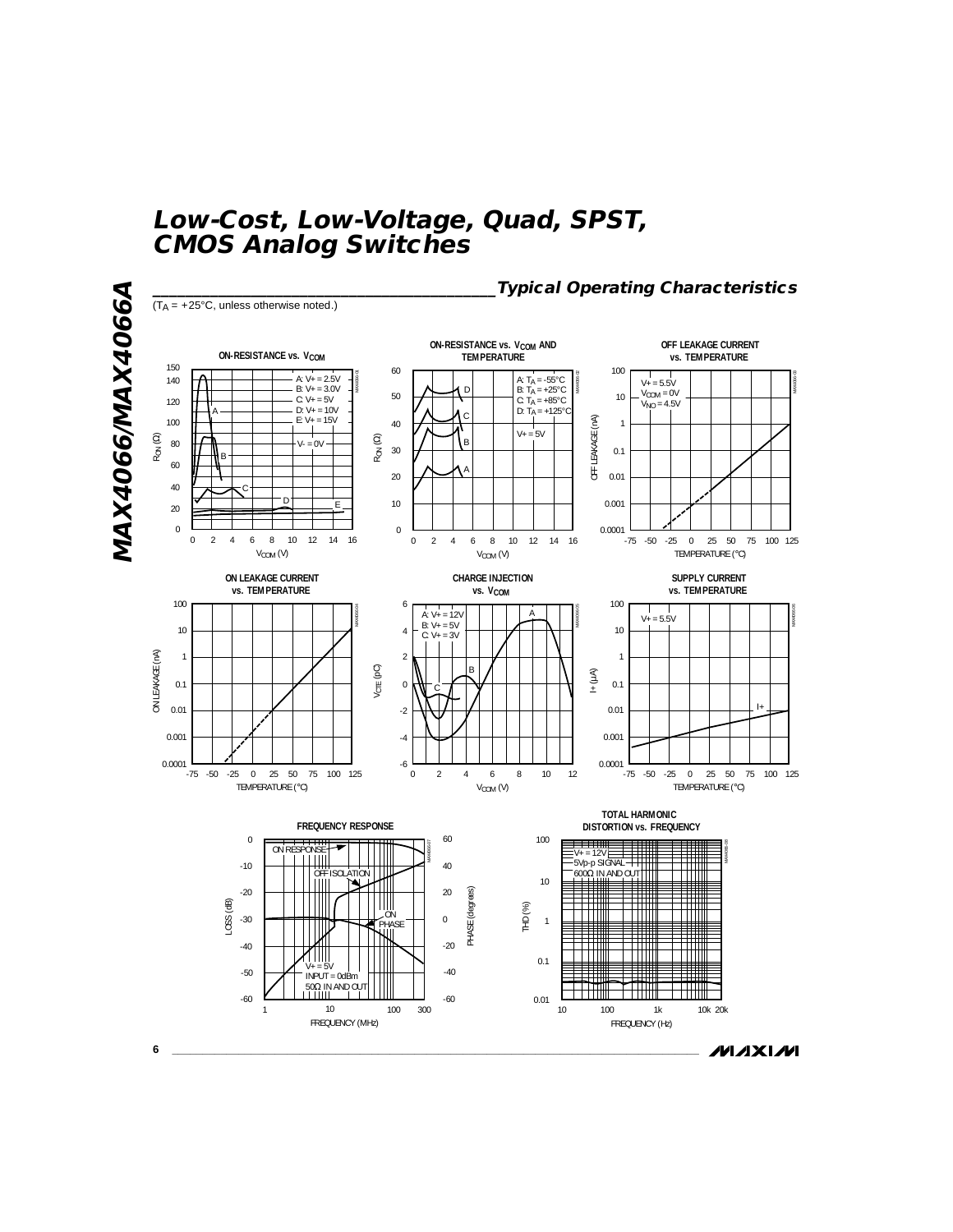## Typical Operating Characteristics

($T_A$ = +25°C, unless otherwise noted.)

**ON-RESISTANCE vs. $V_{COM}$**

A: V+ = 2.5V
B: V+ = 3.0V
C: V+ = 5V
D: V+ = 10V
E: V+ = 15V
V- = 0V

$R_{ON}$ (Ω) vs. $V_{COM}$ (V)

**ON-RESISTANCE vs. $V_{COM}$ AND TEMPERATURE**

A: $T_A$ = -55°C
B: $T_A$ = +25°C
C: $T_A$ = +85°C
D: $T_A$ = +125°C
V+ = 5V

$R_{ON}$ (Ω) vs. $V_{COM}$ (V)

**OFF LEAKAGE CURRENT vs. TEMPERATURE**

V+ = 5.5V
$V_{COM}$ = 0V
$V_{NO}$ = 4.5V

OFF LEAKAGE (nA) vs. TEMPERATURE (°C)

**ON LEAKAGE CURRENT vs. TEMPERATURE**

ON LEAKAGE (nA) vs. TEMPERATURE (°C)

**CHARGE INJECTION vs. $V_{COM}$**

A: V+ = 12V
B: V+ = 5V
C: V+ = 3V

$V_{CTE}$ (pC) vs. $V_{COM}$ (V)

**SUPPLY CURRENT vs. TEMPERATURE**

V+ = 5.5V

I+ (µA) vs. TEMPERATURE (°C)

**FREQUENCY RESPONSE**

ON RESPONSE, OFF ISOLATION, ON PHASE
V+ = 5V
INPUT = 0dBm
50Ω IN AND OUT

LOSS (dB) / PHASE (degrees) vs. FREQUENCY (MHz)

**TOTAL HARMONIC DISTORTION vs. FREQUENCY**

V+ = 12V
5Vp-p SIGNAL
600Ω IN AND OUT

THD (%) vs. FREQUENCY (Hz)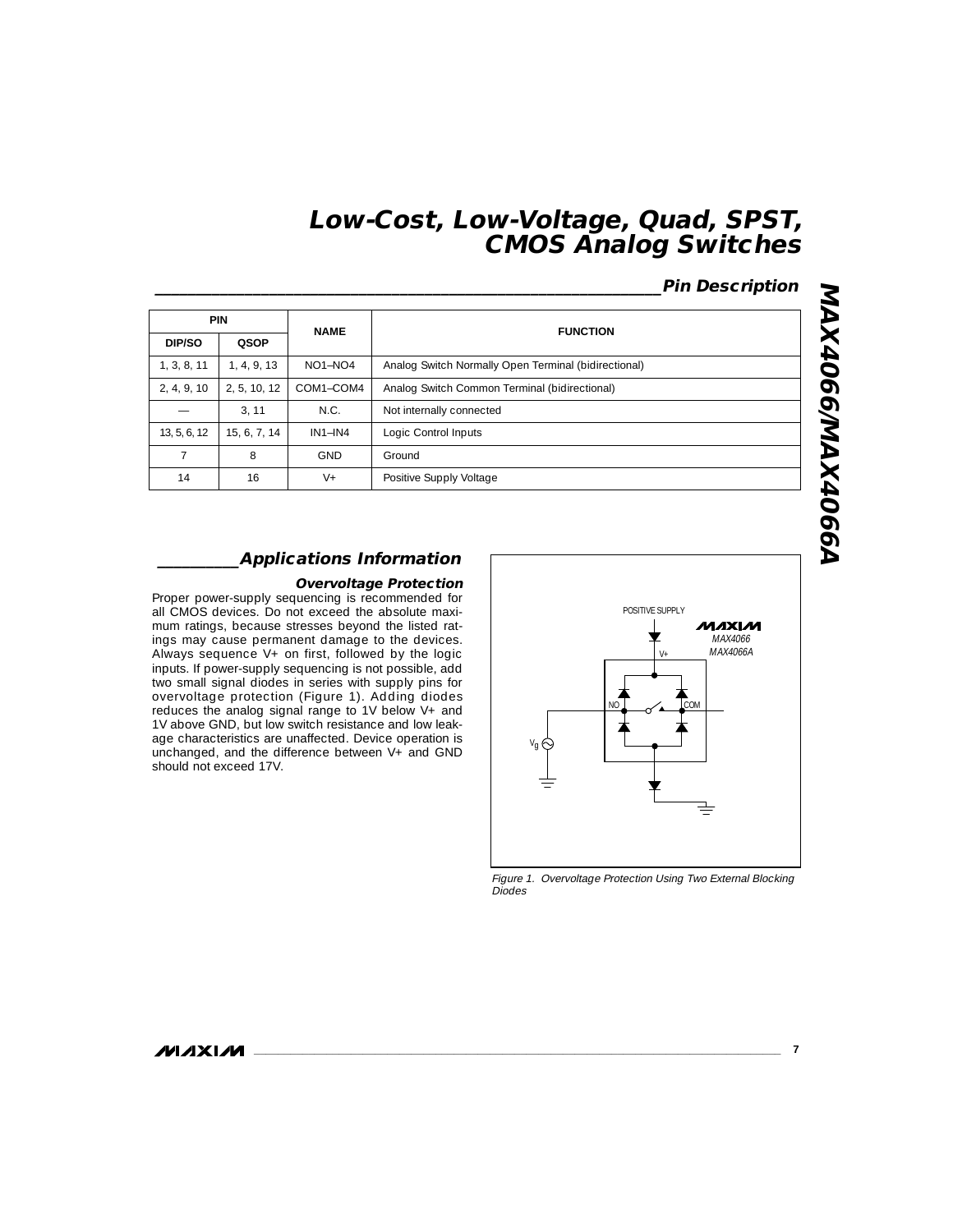## Pin Description

| PIN | | NAME | FUNCTION |
|---|---|---|---|
| DIP/SO | QSOP | | |
| 1, 3, 8, 11 | 1, 4, 9, 13 | NO1–NO4 | Analog Switch Normally Open Terminal (bidirectional) |
| 2, 4, 9, 10 | 2, 5, 10, 12 | COM1–COM4 | Analog Switch Common Terminal (bidirectional) |
| — | 3, 11 | N.C. | Not internally connected |
| 13, 5, 6, 12 | 15, 6, 7, 14 | IN1–IN4 | Logic Control Inputs |
| 7 | 8 | GND | Ground |
| 14 | 16 | V+ | Positive Supply Voltage |

## Applications Information

### Overvoltage Protection

Proper power-supply sequencing is recommended for all CMOS devices. Do not exceed the absolute maximum ratings, because stresses beyond the listed ratings may cause permanent damage to the devices. Always sequence V+ on first, followed by the logic inputs. If power-supply sequencing is not possible, add two small signal diodes in series with supply pins for overvoltage protection (Figure 1). Adding diodes reduces the analog signal range to 1V below V+ and 1V above GND, but low switch resistance and low leakage characteristics are unaffected. Device operation is unchanged, and the difference between V+ and GND should not exceed 17V.

*Figure 1. Overvoltage Protection Using Two External Blocking Diodes*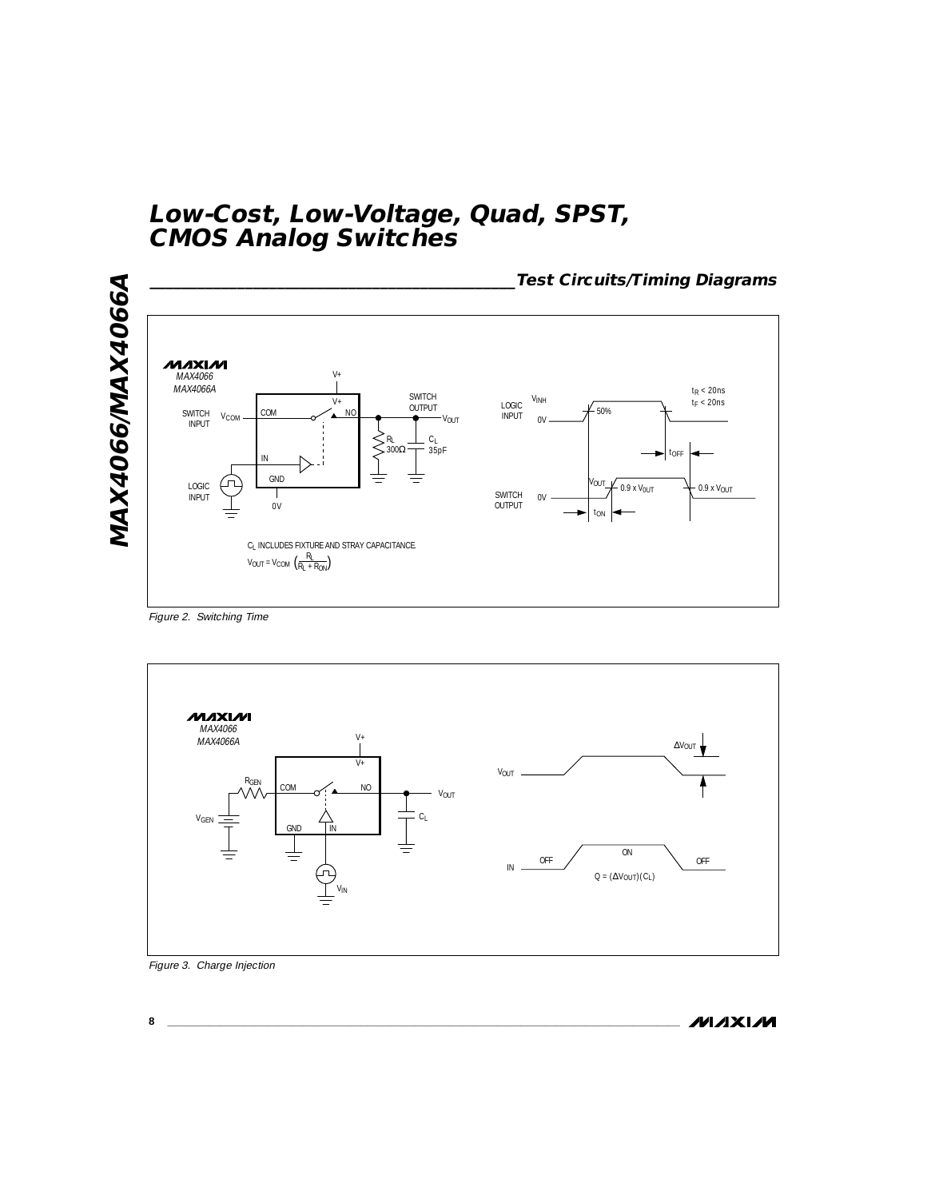## Test Circuits/Timing Diagrams

MAX4066
MAX4066A

SWITCH INPUT $V_{COM}$ COM NO SWITCH OUTPUT $V_{OUT}$

$R_L$ 300Ω $C_L$ 35pF

IN GND 0V

LOGIC INPUT

$C_L$ INCLUDES FIXTURE AND STRAY CAPACITANCE.

$$V_{OUT} = V_{COM} \left(\frac{R_L}{R_L + R_{ON}}\right)$$

LOGIC INPUT $V_{INH}$ 0V 50% $t_R < 20ns$ $t_F < 20ns$

SWITCH OUTPUT 0V $V_{OUT}$ $0.9 \times V_{OUT}$ $0.9 \times V_{OUT}$ $t_{ON}$ $t_{OFF}$

*Figure 2. Switching Time*

MAX4066
MAX4066A

$R_{GEN}$ COM NO $V_{OUT}$ $V_{GEN}$ GND IN $C_L$ $V_{IN}$

$V_{OUT}$ $\Delta V_{OUT}$

IN OFF ON OFF

$Q = (\Delta V_{OUT})(C_L)$

*Figure 3. Charge Injection*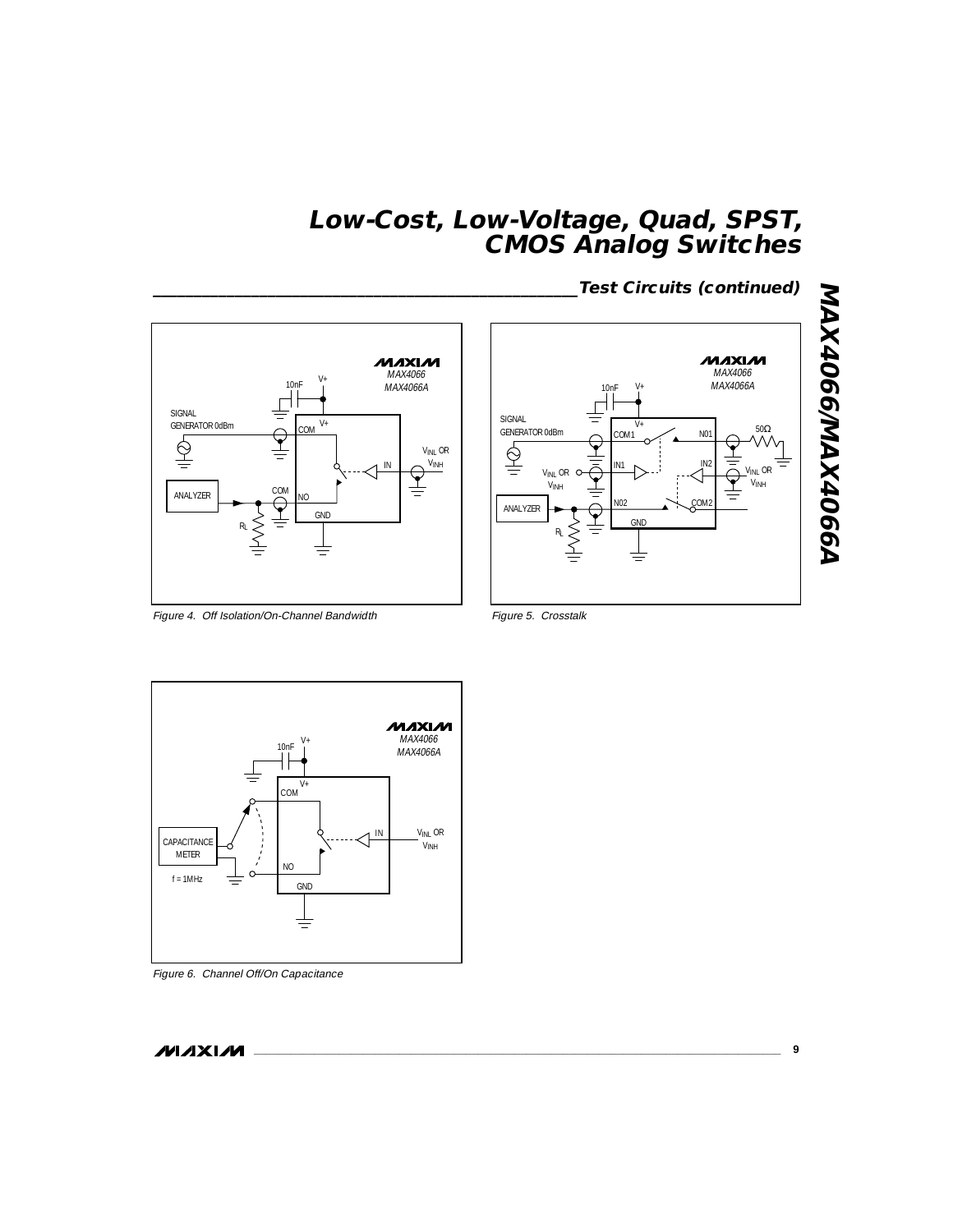## Test Circuits (continued)

Figure 4. Off Isolation/On-Channel Bandwidth

Figure 5. Crosstalk

Figure 6. Channel Off/On Capacitance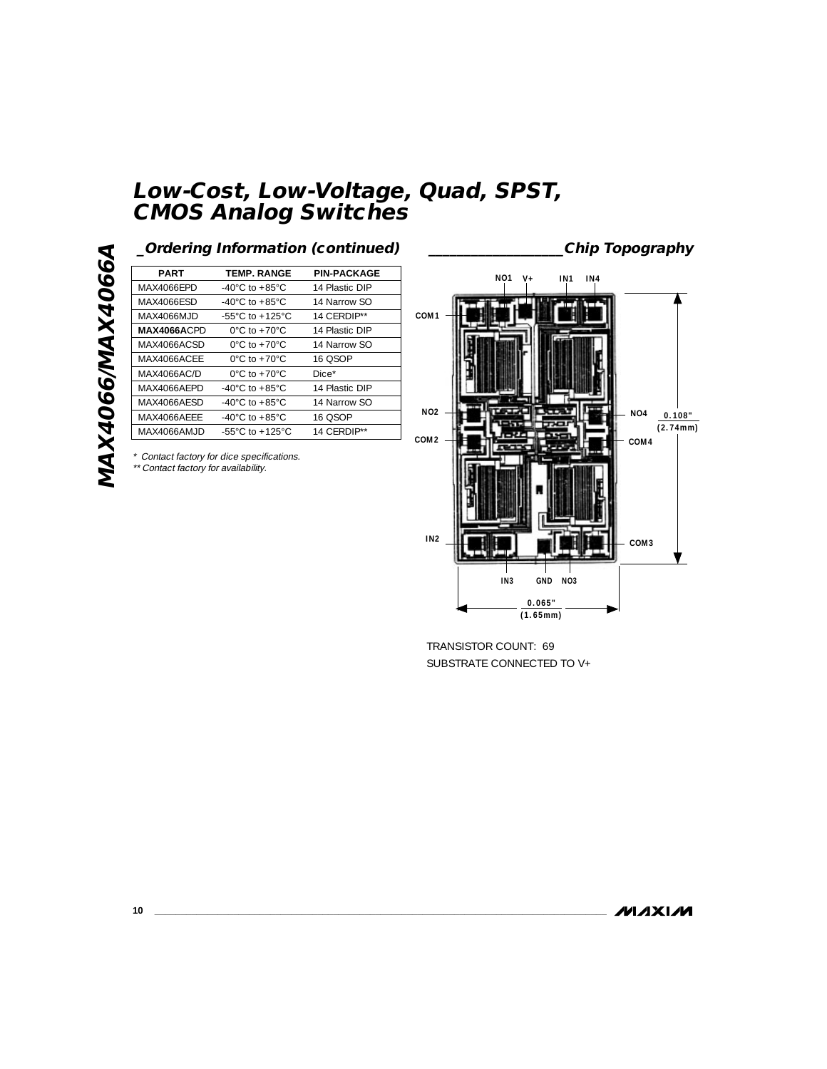## Ordering Information (continued)

| PART | TEMP. RANGE | PIN-PACKAGE |
|---|---|---|
| MAX4066EPD | -40°C to +85°C | 14 Plastic DIP |
| MAX4066ESD | -40°C to +85°C | 14 Narrow SO |
| MAX4066MJD | -55°C to +125°C | 14 CERDIP** |
| **MAX4066A**CPD | 0°C to +70°C | 14 Plastic DIP |
| MAX4066ACSD | 0°C to +70°C | 14 Narrow SO |
| MAX4066ACEE | 0°C to +70°C | 16 QSOP |
| MAX4066AC/D | 0°C to +70°C | Dice* |
| MAX4066AEPD | -40°C to +85°C | 14 Plastic DIP |
| MAX4066AESD | -40°C to +85°C | 14 Narrow SO |
| MAX4066AEEE | -40°C to +85°C | 16 QSOP |
| MAX4066AMJD | -55°C to +125°C | 14 CERDIP** |

*\* Contact factory for dice specifications.*
*\*\* Contact factory for availability.*

## Chip Topography

NO1 V+ IN1 IN4

COM1

NO2 NO4

COM2 COM4

IN2 COM3

IN3 GND NO3

0.108" (2.74mm)

0.065" (1.65mm)

TRANSISTOR COUNT: 69

SUBSTRATE CONNECTED TO V+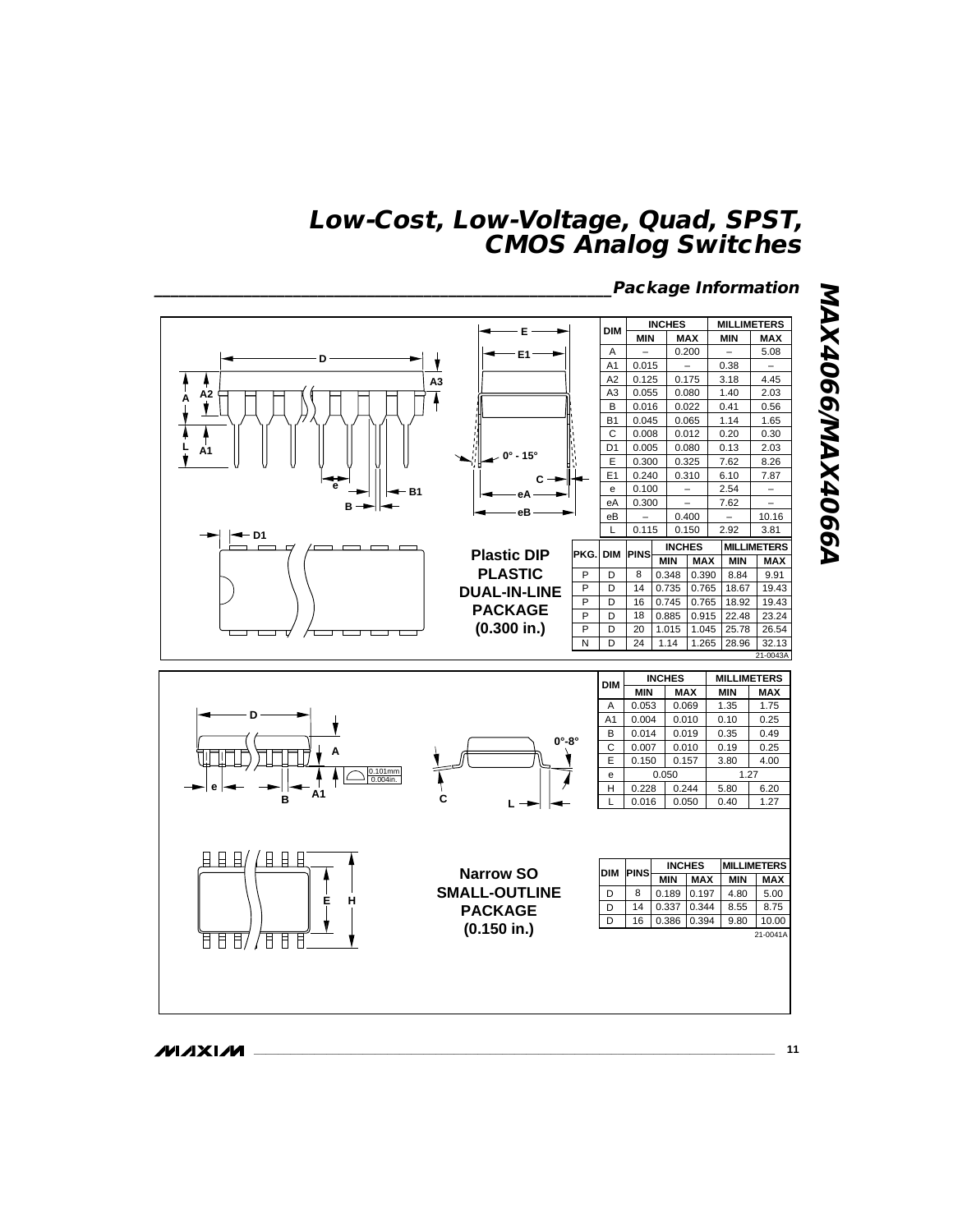## Package Information

**Plastic DIP**
**PLASTIC DUAL-IN-LINE PACKAGE (0.300 in.)**

| DIM | INCHES | | MILLIMETERS | |
|---|---|---|---|---|
| | MIN | MAX | MIN | MAX |
| A | – | 0.200 | – | 5.08 |
| A1 | 0.015 | – | 0.38 | – |
| A2 | 0.125 | 0.175 | 3.18 | 4.45 |
| A3 | 0.055 | 0.080 | 1.40 | 2.03 |
| B | 0.016 | 0.022 | 0.41 | 0.56 |
| B1 | 0.045 | 0.065 | 1.14 | 1.65 |
| C | 0.008 | 0.012 | 0.20 | 0.30 |
| D1 | 0.005 | 0.080 | 0.13 | 2.03 |
| E | 0.300 | 0.325 | 7.62 | 8.26 |
| E1 | 0.240 | 0.310 | 6.10 | 7.87 |
| e | 0.100 | – | 2.54 | – |
| eA | 0.300 | – | 7.62 | – |
| eB | – | 0.400 | – | 10.16 |
| L | 0.115 | 0.150 | 2.92 | 3.81 |

| PKG. | DIM | PINS | INCHES | | MILLIMETERS | |
|---|---|---|---|---|---|---|
| | | | MIN | MAX | MIN | MAX |
| P | D | 8 | 0.348 | 0.390 | 8.84 | 9.91 |
| P | D | 14 | 0.735 | 0.765 | 18.67 | 19.43 |
| P | D | 16 | 0.745 | 0.765 | 18.92 | 19.43 |
| P | D | 18 | 0.885 | 0.915 | 22.48 | 23.24 |
| P | D | 20 | 1.015 | 1.045 | 25.78 | 26.54 |
| N | D | 24 | 1.14 | 1.265 | 28.96 | 32.13 |

21-0043A

**Narrow SO**
**SMALL-OUTLINE PACKAGE (0.150 in.)**

| DIM | INCHES | | MILLIMETERS | |
|---|---|---|---|---|
| | MIN | MAX | MIN | MAX |
| A | 0.053 | 0.069 | 1.35 | 1.75 |
| A1 | 0.004 | 0.010 | 0.10 | 0.25 |
| B | 0.014 | 0.019 | 0.35 | 0.49 |
| C | 0.007 | 0.010 | 0.19 | 0.25 |
| E | 0.150 | 0.157 | 3.80 | 4.00 |
| e | 0.050 | | 1.27 | |
| H | 0.228 | 0.244 | 5.80 | 6.20 |
| L | 0.016 | 0.050 | 0.40 | 1.27 |

| DIM | PINS | INCHES | | MILLIMETERS | |
|---|---|---|---|---|---|
| | | MIN | MAX | MIN | MAX |
| D | 8 | 0.189 | 0.197 | 4.80 | 5.00 |
| D | 14 | 0.337 | 0.344 | 8.55 | 8.75 |
| D | 16 | 0.386 | 0.394 | 9.80 | 10.00 |

21-0041A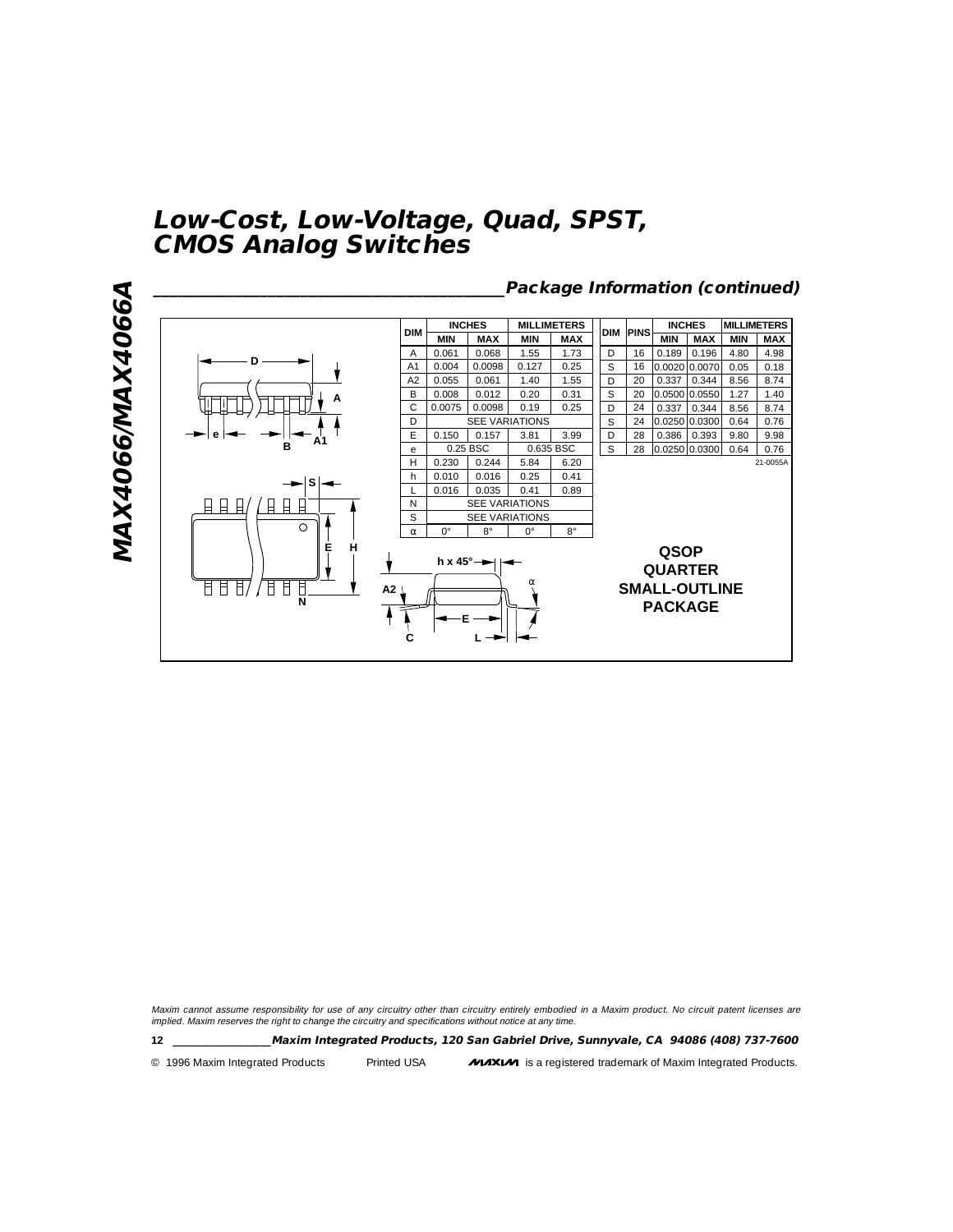## Package Information (continued)

| DIM | INCHES MIN | INCHES MAX | MILLIMETERS MIN | MILLIMETERS MAX |
|---|---|---|---|---|
| A | 0.061 | 0.068 | 1.55 | 1.73 |
| A1 | 0.004 | 0.0098 | 0.127 | 0.25 |
| A2 | 0.055 | 0.061 | 1.40 | 1.55 |
| B | 0.008 | 0.012 | 0.20 | 0.31 |
| C | 0.0075 | 0.0098 | 0.19 | 0.25 |
| D | SEE VARIATIONS | | | |
| E | 0.150 | 0.157 | 3.81 | 3.99 |
| e | 0.25 BSC | | 0.635 BSC | |
| H | 0.230 | 0.244 | 5.84 | 6.20 |
| h | 0.010 | 0.016 | 0.25 | 0.41 |
| L | 0.016 | 0.035 | 0.41 | 0.89 |
| N | SEE VARIATIONS | | | |
| S | SEE VARIATIONS | | | |
| α | 0° | 8° | 0° | 8° |

| DIM | PINS | INCHES MIN | INCHES MAX | MILLIMETERS MIN | MILLIMETERS MAX |
|---|---|---|---|---|---|
| D | 16 | 0.189 | 0.196 | 4.80 | 4.98 |
| S | 16 | 0.0020 | 0.0070 | 0.05 | 0.18 |
| D | 20 | 0.337 | 0.344 | 8.56 | 8.74 |
| S | 20 | 0.0500 | 0.0550 | 1.27 | 1.40 |
| D | 24 | 0.337 | 0.344 | 8.56 | 8.74 |
| S | 24 | 0.0250 | 0.0300 | 0.64 | 0.76 |
| D | 28 | 0.386 | 0.393 | 9.80 | 9.98 |
| S | 28 | 0.0250 | 0.0300 | 0.64 | 0.76 |

21-0055A

**QSOP QUARTER SMALL-OUTLINE PACKAGE**

D
A
e
B
A1
S
E
H
N
h x 45°
A2
α
E
C
L

*Maxim cannot assume responsibility for use of any circuitry other than circuitry entirely embodied in a Maxim product. No circuit patent licenses are implied. Maxim reserves the right to change the circuitry and specifications without notice at any time.*

***Maxim Integrated Products, 120 San Gabriel Drive, Sunnyvale, CA 94086 (408) 737-7600***

© 1996 Maxim Integrated Products Printed USA MAXIM is a registered trademark of Maxim Integrated Products.